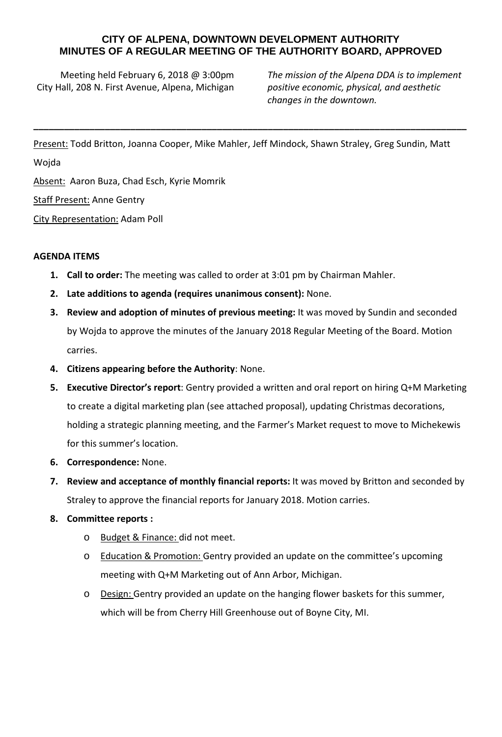# CITY OF ALPENA, DOWNTOWN DEVELOPMENT AUTHORITY
# MINUTES OF A REGULAR MEETING OF THE AUTHORITY BOARD, APPROVED

Meeting held February 6, 2018 @ 3:00pm
City Hall, 208 N. First Avenue, Alpena, Michigan

*The mission of the Alpena DDA is to implement positive economic, physical, and aesthetic changes in the downtown.*

---

Present: Todd Britton, Joanna Cooper, Mike Mahler, Jeff Mindock, Shawn Straley, Greg Sundin, Matt Wojda

Absent: Aaron Buza, Chad Esch, Kyrie Momrik

Staff Present: Anne Gentry

City Representation: Adam Poll

**AGENDA ITEMS**

1. **Call to order:** The meeting was called to order at 3:01 pm by Chairman Mahler.
2. **Late additions to agenda (requires unanimous consent):** None.
3. **Review and adoption of minutes of previous meeting:** It was moved by Sundin and seconded by Wojda to approve the minutes of the January 2018 Regular Meeting of the Board. Motion carries.
4. **Citizens appearing before the Authority**: None.
5. **Executive Director's report**: Gentry provided a written and oral report on hiring Q+M Marketing to create a digital marketing plan (see attached proposal), updating Christmas decorations, holding a strategic planning meeting, and the Farmer's Market request to move to Michekewis for this summer's location.
6. **Correspondence:** None.
7. **Review and acceptance of monthly financial reports:** It was moved by Britton and seconded by Straley to approve the financial reports for January 2018. Motion carries.
8. **Committee reports :**
   - Budget & Finance: did not meet.
   - Education & Promotion: Gentry provided an update on the committee's upcoming meeting with Q+M Marketing out of Ann Arbor, Michigan.
   - Design: Gentry provided an update on the hanging flower baskets for this summer, which will be from Cherry Hill Greenhouse out of Boyne City, MI.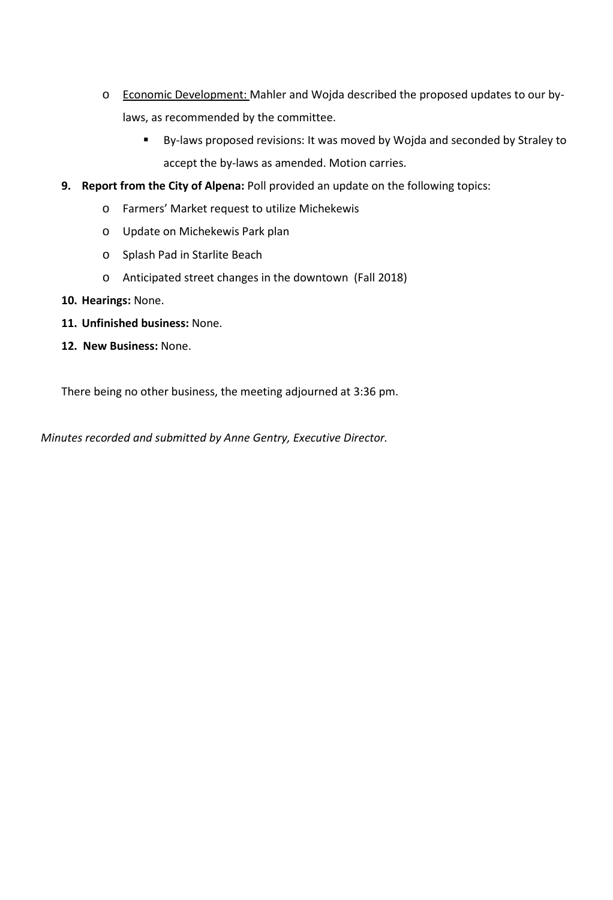- Economic Development: Mahler and Wojda described the proposed updates to our by-laws, as recommended by the committee.
    - By-laws proposed revisions: It was moved by Wojda and seconded by Straley to accept the by-laws as amended. Motion carries.

9. **Report from the City of Alpena:** Poll provided an update on the following topics:
    - Farmers' Market request to utilize Michekewis
    - Update on Michekewis Park plan
    - Splash Pad in Starlite Beach
    - Anticipated street changes in the downtown (Fall 2018)
10. **Hearings:** None.
11. **Unfinished business:** None.
12. **New Business:** None.

There being no other business, the meeting adjourned at 3:36 pm.

*Minutes recorded and submitted by Anne Gentry, Executive Director.*